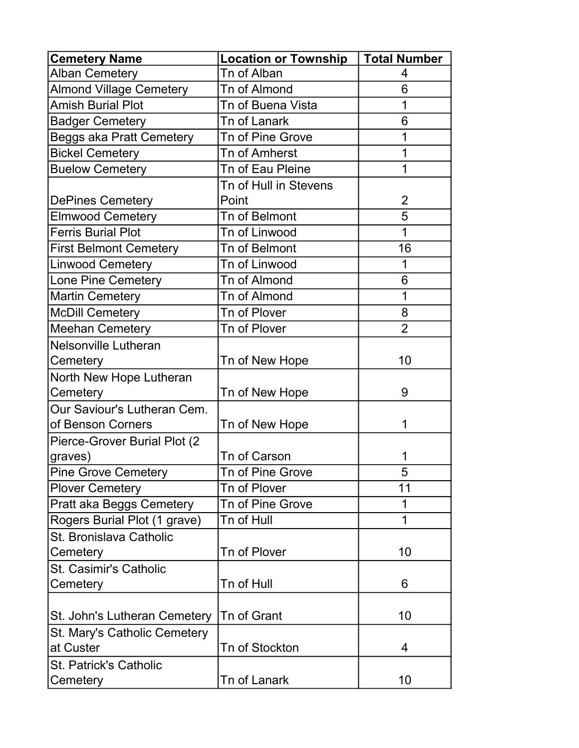| Cemetery Name | Location or Township | Total Number |
|---|---|---|
| Alban Cemetery | Tn of Alban | 4 |
| Almond Village Cemetery | Tn of Almond | 6 |
| Amish Burial Plot | Tn of Buena Vista | 1 |
| Badger Cemetery | Tn of Lanark | 6 |
| Beggs aka Pratt Cemetery | Tn of Pine Grove | 1 |
| Bickel Cemetery | Tn of Amherst | 1 |
| Buelow Cemetery | Tn of Eau Pleine | 1 |
| DePines Cemetery | Tn of Hull in Stevens Point | 2 |
| Elmwood Cemetery | Tn of Belmont | 5 |
| Ferris Burial Plot | Tn of Linwood | 1 |
| First Belmont Cemetery | Tn of Belmont | 16 |
| Linwood Cemetery | Tn of Linwood | 1 |
| Lone Pine Cemetery | Tn of Almond | 6 |
| Martin Cemetery | Tn of Almond | 1 |
| McDill Cemetery | Tn of Plover | 8 |
| Meehan Cemetery | Tn of Plover | 2 |
| Nelsonville Lutheran Cemetery | Tn of New Hope | 10 |
| North New Hope Lutheran Cemetery | Tn of New Hope | 9 |
| Our Saviour's Lutheran Cem. of Benson Corners | Tn of New Hope | 1 |
| Pierce-Grover Burial Plot (2 graves) | Tn of Carson | 1 |
| Pine Grove Cemetery | Tn of Pine Grove | 5 |
| Plover Cemetery | Tn of Plover | 11 |
| Pratt aka Beggs Cemetery | Tn of Pine Grove | 1 |
| Rogers Burial Plot (1 grave) | Tn of Hull | 1 |
| St. Bronislava Catholic Cemetery | Tn of Plover | 10 |
| St. Casimir's Catholic Cemetery | Tn of Hull | 6 |
| St. John's Lutheran Cemetery | Tn of Grant | 10 |
| St. Mary's Catholic Cemetery at Custer | Tn of Stockton | 4 |
| St. Patrick's Catholic Cemetery | Tn of Lanark | 10 |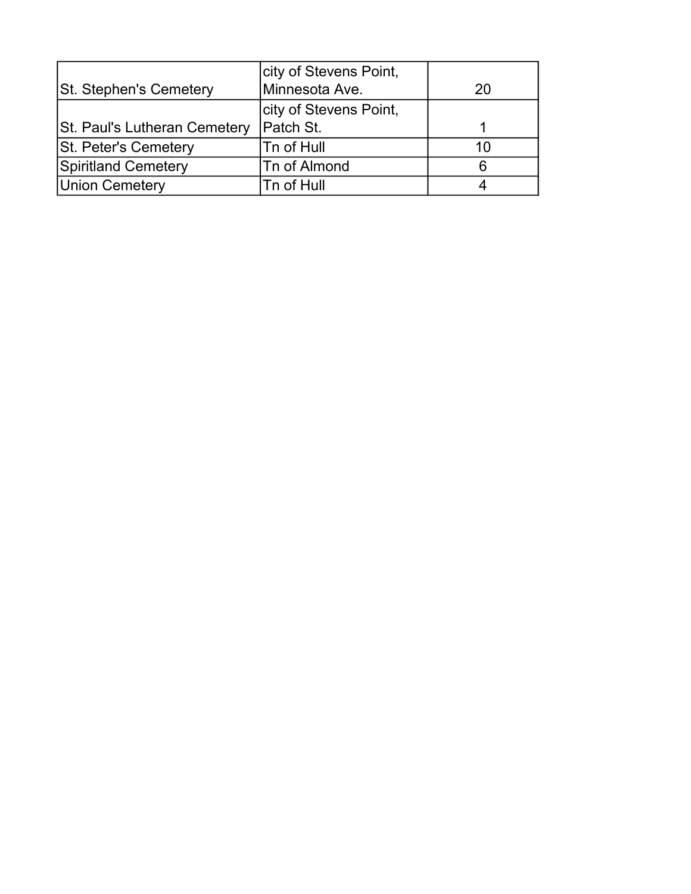| | | |
|---|---|---|
| St. Stephen's Cemetery | city of Stevens Point, Minnesota Ave. | 20 |
| St. Paul's Lutheran Cemetery | city of Stevens Point, Patch St. | 1 |
| St. Peter's Cemetery | Tn of Hull | 10 |
| Spiritland Cemetery | Tn of Almond | 6 |
| Union Cemetery | Tn of Hull | 4 |